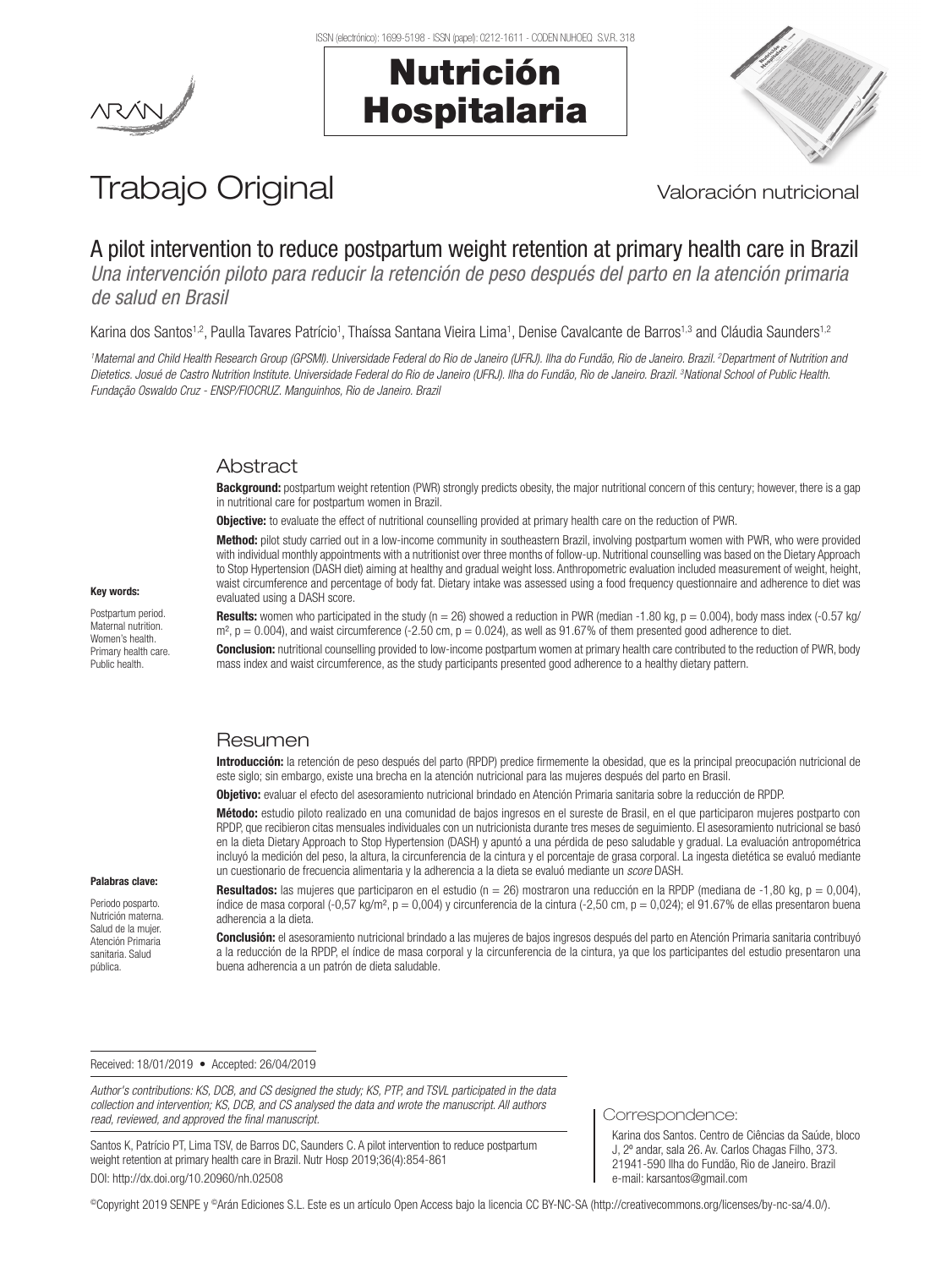Trabajo Original

Valoración nutricional

# A pilot intervention to reduce postpartum weight retention at primary health care in Brazil

*Una intervención piloto para reducir la retención de peso después del parto en la atención primaria de salud en Brasil*

Karina dos Santos[1,2], Paulla Tavares Patrício[1], Thaíssa Santana Vieira Lima[1], Denise Cavalcante de Barros[1,3] and Cláudia Saunders[1,2]

*[1]Maternal and Child Health Research Group (GPSMI). Universidade Federal do Rio de Janeiro (UFRJ). Ilha do Fundão, Rio de Janeiro. Brazil. [2]Department of Nutrition and Dietetics. Josué de Castro Nutrition Institute. Universidade Federal do Rio de Janeiro (UFRJ). Ilha do Fundão, Rio de Janeiro. Brazil. [3]National School of Public Health. Fundação Oswaldo Cruz - ENSP/FIOCRUZ. Manguinhos, Rio de Janeiro. Brazil*

## Abstract

**Background:** postpartum weight retention (PWR) strongly predicts obesity, the major nutritional concern of this century; however, there is a gap in nutritional care for postpartum women in Brazil.

**Objective:** to evaluate the effect of nutritional counselling provided at primary health care on the reduction of PWR.

**Method:** pilot study carried out in a low-income community in southeastern Brazil, involving postpartum women with PWR, who were provided with individual monthly appointments with a nutritionist over three months of follow-up. Nutritional counselling was based on the Dietary Approach to Stop Hypertension (DASH diet) aiming at healthy and gradual weight loss. Anthropometric evaluation included measurement of weight, height, waist circumference and percentage of body fat. Dietary intake was assessed using a food frequency questionnaire and adherence to diet was evaluated using a DASH score.

**Results:** women who participated in the study (n = 26) showed a reduction in PWR (median -1.80 kg, p = 0.004), body mass index (-0.57 kg/m², p = 0.004), and waist circumference (-2.50 cm, p = 0.024), as well as 91.67% of them presented good adherence to diet.

**Conclusion:** nutritional counselling provided to low-income postpartum women at primary health care contributed to the reduction of PWR, body mass index and waist circumference, as the study participants presented good adherence to a healthy dietary pattern.

**Key words:**

Postpartum period. Maternal nutrition. Women's health. Primary health care. Public health.

## Resumen

**Introducción:** la retención de peso después del parto (RPDP) predice firmemente la obesidad, que es la principal preocupación nutricional de este siglo; sin embargo, existe una brecha en la atención nutricional para las mujeres después del parto en Brasil.

**Objetivo:** evaluar el efecto del asesoramiento nutricional brindado en Atención Primaria sanitaria sobre la reducción de RPDP.

**Método:** estudio piloto realizado en una comunidad de bajos ingresos en el sureste de Brasil, en el que participaron mujeres postparto con RPDP, que recibieron citas mensuales individuales con un nutricionista durante tres meses de seguimiento. El asesoramiento nutricional se basó en la dieta Dietary Approach to Stop Hypertension (DASH) y apuntó a una pérdida de peso saludable y gradual. La evaluación antropométrica incluyó la medición del peso, la altura, la circunferencia de la cintura y el porcentaje de grasa corporal. La ingesta dietética se evaluó mediante un cuestionario de frecuencia alimentaria y la adherencia a la dieta se evaluó mediante un *score* DASH.

**Resultados:** las mujeres que participaron en el estudio (n = 26) mostraron una reducción en la RPDP (mediana de -1,80 kg, p = 0,004), índice de masa corporal (-0,57 kg/m², p = 0,004) y circunferencia de la cintura (-2,50 cm, p = 0,024); el 91,67% de ellas presentaron buena adherencia a la dieta.

**Conclusión:** el asesoramiento nutricional brindado a las mujeres de bajos ingresos después del parto en Atención Primaria sanitaria contribuyó a la reducción de la RPDP, el índice de masa corporal y la circunferencia de la cintura, ya que los participantes del estudio presentaron una buena adherencia a un patrón de dieta saludable.

**Palabras clave:**

Periodo posparto. Nutrición materna. Salud de la mujer. Atención Primaria sanitaria. Salud pública.

---

Received: 18/01/2019 • Accepted: 26/04/2019

*Author's contributions: KS, DCB, and CS designed the study; KS, PTP, and TSVL participated in the data collection and intervention; KS, DCB, and CS analysed the data and wrote the manuscript. All authors read, reviewed, and approved the final manuscript.*

Santos K, Patrício PT, Lima TSV, de Barros DC, Saunders C. A pilot intervention to reduce postpartum weight retention at primary health care in Brazil. Nutr Hosp 2019;36(4):854-861

DOI: http://dx.doi.org/10.20960/nh.02508

Correspondence:

Karina dos Santos. Centro de Ciências da Saúde, bloco J, 2º andar, sala 26. Av. Carlos Chagas Filho, 373. 21941-590 Ilha do Fundão, Rio de Janeiro. Brazil
e-mail: karsantos@gmail.com

©Copyright 2019 SENPE y ©Arán Ediciones S.L. Este es un artículo Open Access bajo la licencia CC BY-NC-SA (http://creativecommons.org/licenses/by-nc-sa/4.0/).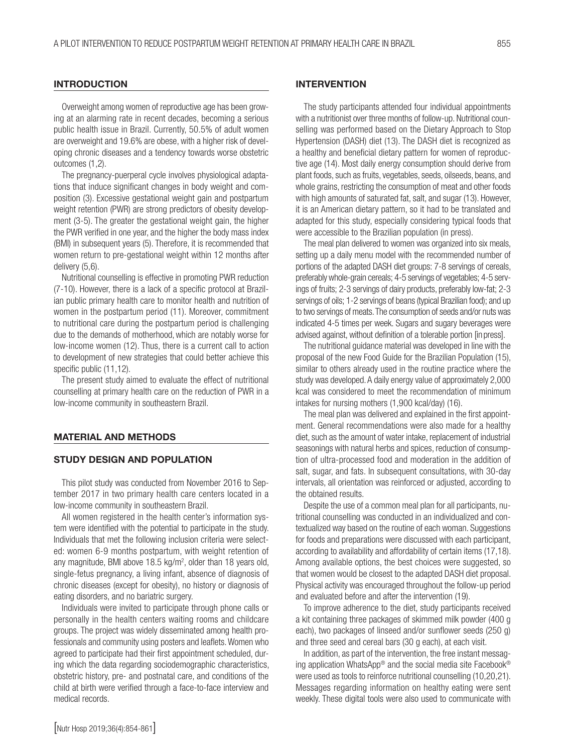## INTRODUCTION

Overweight among women of reproductive age has been growing at an alarming rate in recent decades, becoming a serious public health issue in Brazil. Currently, 50.5% of adult women are overweight and 19.6% are obese, with a higher risk of developing chronic diseases and a tendency towards worse obstetric outcomes (1,2).

The pregnancy-puerperal cycle involves physiological adaptations that induce significant changes in body weight and composition (3). Excessive gestational weight gain and postpartum weight retention (PWR) are strong predictors of obesity development (3-5). The greater the gestational weight gain, the higher the PWR verified in one year, and the higher the body mass index (BMI) in subsequent years (5). Therefore, it is recommended that women return to pre-gestational weight within 12 months after delivery (5,6).

Nutritional counselling is effective in promoting PWR reduction (7-10). However, there is a lack of a specific protocol at Brazilian public primary health care to monitor health and nutrition of women in the postpartum period (11). Moreover, commitment to nutritional care during the postpartum period is challenging due to the demands of motherhood, which are notably worse for low-income women (12). Thus, there is a current call to action to development of new strategies that could better achieve this specific public (11,12).

The present study aimed to evaluate the effect of nutritional counselling at primary health care on the reduction of PWR in a low-income community in southeastern Brazil.

## MATERIAL AND METHODS

### STUDY DESIGN AND POPULATION

This pilot study was conducted from November 2016 to September 2017 in two primary health care centers located in a low-income community in southeastern Brazil.

All women registered in the health center's information system were identified with the potential to participate in the study. Individuals that met the following inclusion criteria were selected: women 6-9 months postpartum, with weight retention of any magnitude, BMI above 18.5 kg/m$^2$, older than 18 years old, single-fetus pregnancy, a living infant, absence of diagnosis of chronic diseases (except for obesity), no history or diagnosis of eating disorders, and no bariatric surgery.

Individuals were invited to participate through phone calls or personally in the health centers waiting rooms and childcare groups. The project was widely disseminated among health professionals and community using posters and leaflets. Women who agreed to participate had their first appointment scheduled, during which the data regarding sociodemographic characteristics, obstetric history, pre- and postnatal care, and conditions of the child at birth were verified through a face-to-face interview and medical records.

### INTERVENTION

The study participants attended four individual appointments with a nutritionist over three months of follow-up. Nutritional counselling was performed based on the Dietary Approach to Stop Hypertension (DASH) diet (13). The DASH diet is recognized as a healthy and beneficial dietary pattern for women of reproductive age (14). Most daily energy consumption should derive from plant foods, such as fruits, vegetables, seeds, oilseeds, beans, and whole grains, restricting the consumption of meat and other foods with high amounts of saturated fat, salt, and sugar (13). However, it is an American dietary pattern, so it had to be translated and adapted for this study, especially considering typical foods that were accessible to the Brazilian population (in press).

The meal plan delivered to women was organized into six meals, setting up a daily menu model with the recommended number of portions of the adapted DASH diet groups: 7-8 servings of cereals, preferably whole-grain cereals; 4-5 servings of vegetables; 4-5 servings of fruits; 2-3 servings of dairy products, preferably low-fat; 2-3 servings of oils; 1-2 servings of beans (typical Brazilian food); and up to two servings of meats. The consumption of seeds and/or nuts was indicated 4-5 times per week. Sugars and sugary beverages were advised against, without definition of a tolerable portion [in press].

The nutritional guidance material was developed in line with the proposal of the new Food Guide for the Brazilian Population (15), similar to others already used in the routine practice where the study was developed. A daily energy value of approximately 2,000 kcal was considered to meet the recommendation of minimum intakes for nursing mothers (1,900 kcal/day) (16).

The meal plan was delivered and explained in the first appointment. General recommendations were also made for a healthy diet, such as the amount of water intake, replacement of industrial seasonings with natural herbs and spices, reduction of consumption of ultra-processed food and moderation in the addition of salt, sugar, and fats. In subsequent consultations, with 30-day intervals, all orientation was reinforced or adjusted, according to the obtained results.

Despite the use of a common meal plan for all participants, nutritional counselling was conducted in an individualized and contextualized way based on the routine of each woman. Suggestions for foods and preparations were discussed with each participant, according to availability and affordability of certain items (17,18). Among available options, the best choices were suggested, so that women would be closest to the adapted DASH diet proposal. Physical activity was encouraged throughout the follow-up period and evaluated before and after the intervention (19).

To improve adherence to the diet, study participants received a kit containing three packages of skimmed milk powder (400 g each), two packages of linseed and/or sunflower seeds (250 g) and three seed and cereal bars (30 g each), at each visit.

In addition, as part of the intervention, the free instant messaging application WhatsApp® and the social media site Facebook® were used as tools to reinforce nutritional counselling (10,20,21). Messages regarding information on healthy eating were sent weekly. These digital tools were also used to communicate with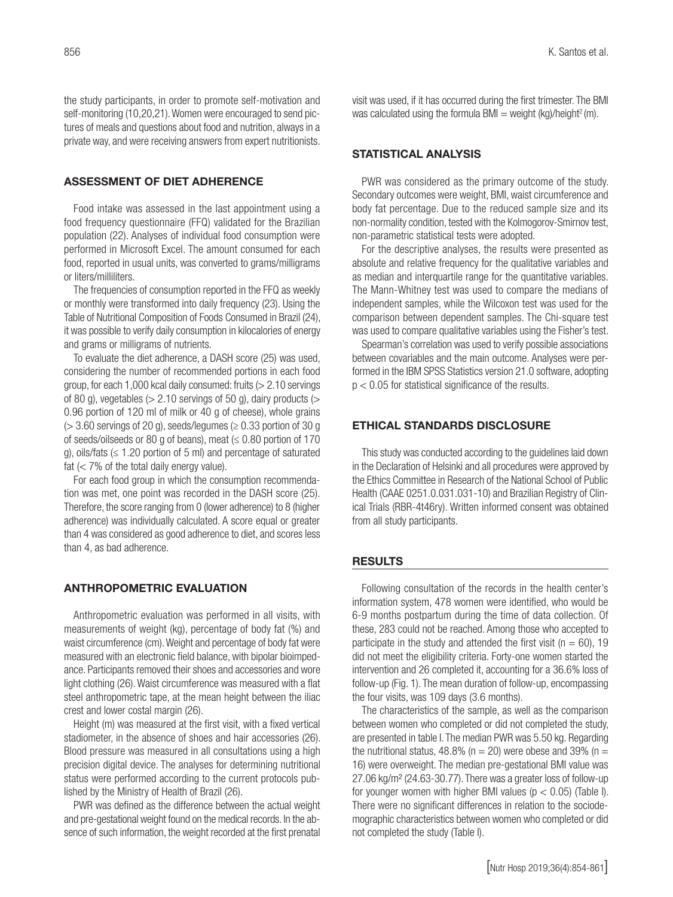the study participants, in order to promote self-motivation and self-monitoring (10,20,21). Women were encouraged to send pictures of meals and questions about food and nutrition, always in a private way, and were receiving answers from expert nutritionists.

## ASSESSMENT OF DIET ADHERENCE

Food intake was assessed in the last appointment using a food frequency questionnaire (FFQ) validated for the Brazilian population (22). Analyses of individual food consumption were performed in Microsoft Excel. The amount consumed for each food, reported in usual units, was converted to grams/milligrams or liters/milliliters.

The frequencies of consumption reported in the FFQ as weekly or monthly were transformed into daily frequency (23). Using the Table of Nutritional Composition of Foods Consumed in Brazil (24), it was possible to verify daily consumption in kilocalories of energy and grams or milligrams of nutrients.

To evaluate the diet adherence, a DASH score (25) was used, considering the number of recommended portions in each food group, for each 1,000 kcal daily consumed: fruits (> 2.10 servings of 80 g), vegetables (> 2.10 servings of 50 g), dairy products (> 0.96 portion of 120 ml of milk or 40 g of cheese), whole grains (> 3.60 servings of 20 g), seeds/legumes (≥ 0.33 portion of 30 g of seeds/oilseeds or 80 g of beans), meat (≤ 0.80 portion of 170 g), oils/fats (≤ 1.20 portion of 5 ml) and percentage of saturated fat (< 7% of the total daily energy value).

For each food group in which the consumption recommendation was met, one point was recorded in the DASH score (25). Therefore, the score ranging from 0 (lower adherence) to 8 (higher adherence) was individually calculated. A score equal or greater than 4 was considered as good adherence to diet, and scores less than 4, as bad adherence.

## ANTHROPOMETRIC EVALUATION

Anthropometric evaluation was performed in all visits, with measurements of weight (kg), percentage of body fat (%) and waist circumference (cm). Weight and percentage of body fat were measured with an electronic field balance, with bipolar bioimpedance. Participants removed their shoes and accessories and wore light clothing (26). Waist circumference was measured with a flat steel anthropometric tape, at the mean height between the iliac crest and lower costal margin (26).

Height (m) was measured at the first visit, with a fixed vertical stadiometer, in the absence of shoes and hair accessories (26). Blood pressure was measured in all consultations using a high precision digital device. The analyses for determining nutritional status were performed according to the current protocols published by the Ministry of Health of Brazil (26).

PWR was defined as the difference between the actual weight and pre-gestational weight found on the medical records. In the absence of such information, the weight recorded at the first prenatal visit was used, if it has occurred during the first trimester. The BMI was calculated using the formula BMI = weight (kg)/height$^2$ (m).

## STATISTICAL ANALYSIS

PWR was considered as the primary outcome of the study. Secondary outcomes were weight, BMI, waist circumference and body fat percentage. Due to the reduced sample size and its non-normality condition, tested with the Kolmogorov-Smirnov test, non-parametric statistical tests were adopted.

For the descriptive analyses, the results were presented as absolute and relative frequency for the qualitative variables and as median and interquartile range for the quantitative variables. The Mann-Whitney test was used to compare the medians of independent samples, while the Wilcoxon test was used for the comparison between dependent samples. The Chi-square test was used to compare qualitative variables using the Fisher's test.

Spearman's correlation was used to verify possible associations between covariables and the main outcome. Analyses were performed in the IBM SPSS Statistics version 21.0 software, adopting $p < 0.05$ for statistical significance of the results.

## ETHICAL STANDARDS DISCLOSURE

This study was conducted according to the guidelines laid down in the Declaration of Helsinki and all procedures were approved by the Ethics Committee in Research of the National School of Public Health (CAAE 0251.0.031.031-10) and Brazilian Registry of Clinical Trials (RBR-4t46ry). Written informed consent was obtained from all study participants.

## RESULTS

Following consultation of the records in the health center's information system, 478 women were identified, who would be 6-9 months postpartum during the time of data collection. Of these, 283 could not be reached. Among those who accepted to participate in the study and attended the first visit (n = 60), 19 did not meet the eligibility criteria. Forty-one women started the intervention and 26 completed it, accounting for a 36.6% loss of follow-up (Fig. 1). The mean duration of follow-up, encompassing the four visits, was 109 days (3.6 months).

The characteristics of the sample, as well as the comparison between women who completed or did not completed the study, are presented in table I. The median PWR was 5.50 kg. Regarding the nutritional status, 48.8% (n = 20) were obese and 39% (n = 16) were overweight. The median pre-gestational BMI value was 27.06 kg/m$^2$ (24.63-30.77). There was a greater loss of follow-up for younger women with higher BMI values ($p < 0.05$) (Table I). There were no significant differences in relation to the sociodemographic characteristics between women who completed or did not completed the study (Table I).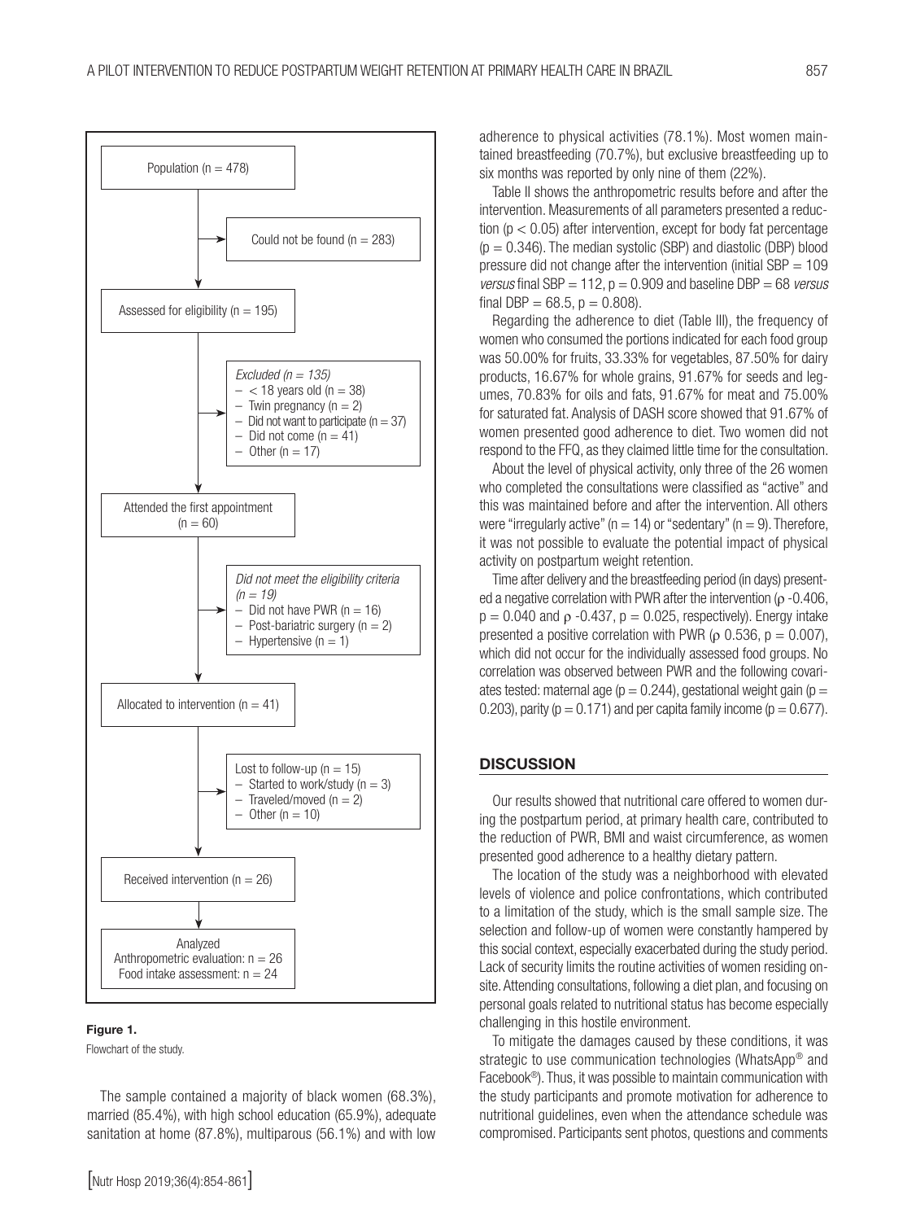Population (n = 478)

Could not be found (n = 283)

Assessed for eligibility (n = 195)

*Excluded (n = 135)*
- < 18 years old (n = 38)
- Twin pregnancy (n = 2)
- Did not want to participate (n = 37)
- Did not come (n = 41)
- Other (n = 17)

Attended the first appointment (n = 60)

*Did not meet the eligibility criteria (n = 19)*
- Did not have PWR (n = 16)
- Post-bariatric surgery (n = 2)
- Hypertensive (n = 1)

Allocated to intervention (n = 41)

Lost to follow-up (n = 15)
- Started to work/study (n = 3)
- Traveled/moved (n = 2)
- Other (n = 10)

Received intervention (n = 26)

Analyzed
Anthropometric evaluation: n = 26
Food intake assessment: n = 24

**Figure 1.**
Flowchart of the study.

The sample contained a majority of black women (68.3%), married (85.4%), with high school education (65.9%), adequate sanitation at home (87.8%), multiparous (56.1%) and with low adherence to physical activities (78.1%). Most women maintained breastfeeding (70.7%), but exclusive breastfeeding up to six months was reported by only nine of them (22%).

Table II shows the anthropometric results before and after the intervention. Measurements of all parameters presented a reduction ($p < 0.05$) after intervention, except for body fat percentage ($p = 0.346$). The median systolic (SBP) and diastolic (DBP) blood pressure did not change after the intervention (initial SBP = 109 *versus* final SBP = 112, $p = 0.909$ and baseline DBP = 68 *versus* final DBP = 68.5, $p = 0.808$).

Regarding the adherence to diet (Table III), the frequency of women who consumed the portions indicated for each food group was 50.00% for fruits, 33.33% for vegetables, 87.50% for dairy products, 16.67% for whole grains, 91.67% for seeds and legumes, 70.83% for oils and fats, 91.67% for meat and 75.00% for saturated fat. Analysis of DASH score showed that 91.67% of women presented good adherence to diet. Two women did not respond to the FFQ, as they claimed little time for the consultation.

About the level of physical activity, only three of the 26 women who completed the consultations were classified as "active" and this was maintained before and after the intervention. All others were "irregularly active" (n = 14) or "sedentary" (n = 9). Therefore, it was not possible to evaluate the potential impact of physical activity on postpartum weight retention.

Time after delivery and the breastfeeding period (in days) presented a negative correlation with PWR after the intervention ($\rho$ -0.406, $p = 0.040$ and $\rho$ -0.437, $p = 0.025$, respectively). Energy intake presented a positive correlation with PWR ($\rho$ 0.536, $p = 0.007$), which did not occur for the individually assessed food groups. No correlation was observed between PWR and the following covariates tested: maternal age ($p = 0.244$), gestational weight gain ($p = 0.203$), parity ($p = 0.171$) and per capita family income ($p = 0.677$).

## DISCUSSION

Our results showed that nutritional care offered to women during the postpartum period, at primary health care, contributed to the reduction of PWR, BMI and waist circumference, as women presented good adherence to a healthy dietary pattern.

The location of the study was a neighborhood with elevated levels of violence and police confrontations, which contributed to a limitation of the study, which is the small sample size. The selection and follow-up of women were constantly hampered by this social context, especially exacerbated during the study period. Lack of security limits the routine activities of women residing onsite. Attending consultations, following a diet plan, and focusing on personal goals related to nutritional status has become especially challenging in this hostile environment.

To mitigate the damages caused by these conditions, it was strategic to use communication technologies (WhatsApp® and Facebook®). Thus, it was possible to maintain communication with the study participants and promote motivation for adherence to nutritional guidelines, even when the attendance schedule was compromised. Participants sent photos, questions and comments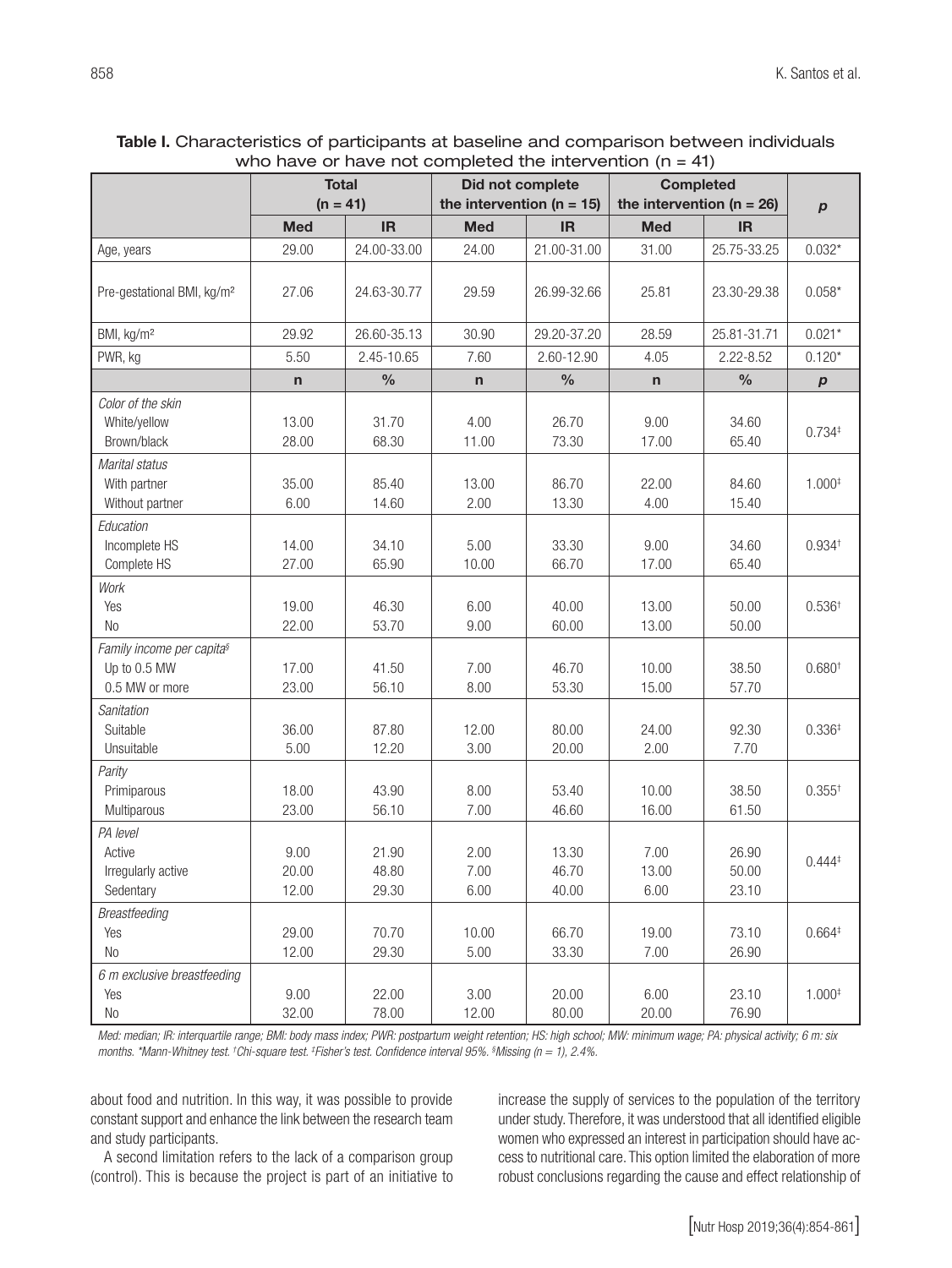**Table I.** Characteristics of participants at baseline and comparison between individuals who have or have not completed the intervention (n = 41)

| | Total (n = 41) | | Did not complete the intervention (n = 15) | | Completed the intervention (n = 26) | | p |
|---|---|---|---|---|---|---|---|
| | Med | IR | Med | IR | Med | IR | |
| Age, years | 29.00 | 24.00-33.00 | 24.00 | 21.00-31.00 | 31.00 | 25.75-33.25 | 0.032* |
| Pre-gestational BMI, kg/m² | 27.06 | 24.63-30.77 | 29.59 | 26.99-32.66 | 25.81 | 23.30-29.38 | 0.058* |
| BMI, kg/m² | 29.92 | 26.60-35.13 | 30.90 | 29.20-37.20 | 28.59 | 25.81-31.71 | 0.021* |
| PWR, kg | 5.50 | 2.45-10.65 | 7.60 | 2.60-12.90 | 4.05 | 2.22-8.52 | 0.120* |
| | n | % | n | % | n | % | p |
| *Color of the skin* | | | | | | | |
| White/yellow | 13.00 | 31.70 | 4.00 | 26.70 | 9.00 | 34.60 | 0.734‡ |
| Brown/black | 28.00 | 68.30 | 11.00 | 73.30 | 17.00 | 65.40 | |
| *Marital status* | | | | | | | |
| With partner | 35.00 | 85.40 | 13.00 | 86.70 | 22.00 | 84.60 | 1.000‡ |
| Without partner | 6.00 | 14.60 | 2.00 | 13.30 | 4.00 | 15.40 | |
| *Education* | | | | | | | |
| Incomplete HS | 14.00 | 34.10 | 5.00 | 33.30 | 9.00 | 34.60 | 0.934† |
| Complete HS | 27.00 | 65.90 | 10.00 | 66.70 | 17.00 | 65.40 | |
| *Work* | | | | | | | |
| Yes | 19.00 | 46.30 | 6.00 | 40.00 | 13.00 | 50.00 | 0.536† |
| No | 22.00 | 53.70 | 9.00 | 60.00 | 13.00 | 50.00 | |
| *Family income per capita§* | | | | | | | |
| Up to 0.5 MW | 17.00 | 41.50 | 7.00 | 46.70 | 10.00 | 38.50 | 0.680† |
| 0.5 MW or more | 23.00 | 56.10 | 8.00 | 53.30 | 15.00 | 57.70 | |
| *Sanitation* | | | | | | | |
| Suitable | 36.00 | 87.80 | 12.00 | 80.00 | 24.00 | 92.30 | 0.336‡ |
| Unsuitable | 5.00 | 12.20 | 3.00 | 20.00 | 2.00 | 7.70 | |
| *Parity* | | | | | | | |
| Primiparous | 18.00 | 43.90 | 8.00 | 53.40 | 10.00 | 38.50 | 0.355† |
| Multiparous | 23.00 | 56.10 | 7.00 | 46.60 | 16.00 | 61.50 | |
| *PA level* | | | | | | | |
| Active | 9.00 | 21.90 | 2.00 | 13.30 | 7.00 | 26.90 | 0.444‡ |
| Irregularly active | 20.00 | 48.80 | 7.00 | 46.70 | 13.00 | 50.00 | |
| Sedentary | 12.00 | 29.30 | 6.00 | 40.00 | 6.00 | 23.10 | |
| *Breastfeeding* | | | | | | | |
| Yes | 29.00 | 70.70 | 10.00 | 66.70 | 19.00 | 73.10 | 0.664‡ |
| No | 12.00 | 29.30 | 5.00 | 33.30 | 7.00 | 26.90 | |
| *6 m exclusive breastfeeding* | | | | | | | |
| Yes | 9.00 | 22.00 | 3.00 | 20.00 | 6.00 | 23.10 | 1.000‡ |
| No | 32.00 | 78.00 | 12.00 | 80.00 | 20.00 | 76.90 | |

*Med: median; IR: interquartile range; BMI: body mass index; PWR: postpartum weight retention; HS: high school; MW: minimum wage; PA: physical activity; 6 m: six months. \*Mann-Whitney test. †Chi-square test. ‡Fisher's test. Confidence interval 95%. §Missing (n = 1), 2.4%.*

about food and nutrition. In this way, it was possible to provide constant support and enhance the link between the research team and study participants.

A second limitation refers to the lack of a comparison group (control). This is because the project is part of an initiative to increase the supply of services to the population of the territory under study. Therefore, it was understood that all identified eligible women who expressed an interest in participation should have access to nutritional care. This option limited the elaboration of more robust conclusions regarding the cause and effect relationship of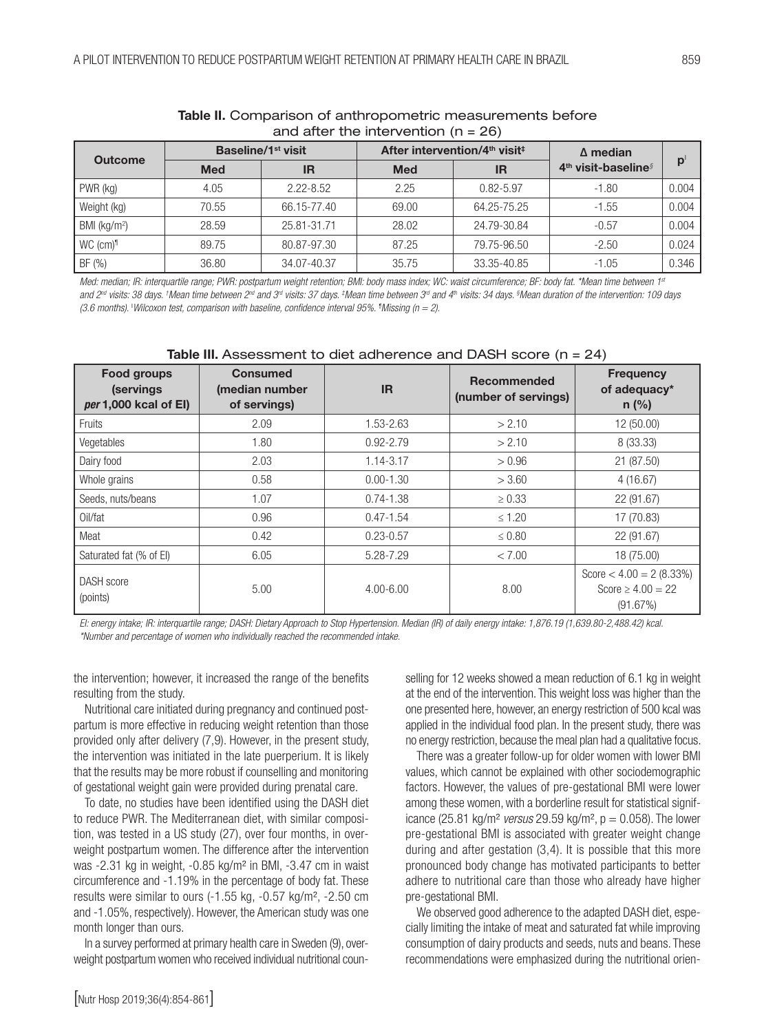**Table II.** Comparison of anthropometric measurements before and after the intervention (n = 26)

| Outcome | Baseline/1st visit | | After intervention/4th visit‡ | | Δ median 4th visit-baseline§ | p‖ |
|---|---|---|---|---|---|---|
| | Med | IR | Med | IR | | |
| PWR (kg) | 4.05 | 2.22-8.52 | 2.25 | 0.82-5.97 | -1.80 | 0.004 |
| Weight (kg) | 70.55 | 66.15-77.40 | 69.00 | 64.25-75.25 | -1.55 | 0.004 |
| BMI (kg/m²) | 28.59 | 25.81-31.71 | 28.02 | 24.79-30.84 | -0.57 | 0.004 |
| WC (cm)¶ | 89.75 | 80.87-97.30 | 87.25 | 79.75-96.50 | -2.50 | 0.024 |
| BF (%) | 36.80 | 34.07-40.37 | 35.75 | 33.35-40.85 | -1.05 | 0.346 |

*Med: median; IR: interquartile range; PWR: postpartum weight retention; BMI: body mass index; WC: waist circumference; BF: body fat. \*Mean time between 1st and 2nd visits: 38 days. †Mean time between 2nd and 3rd visits: 37 days. ‡Mean time between 3rd and 4th visits: 34 days. §Mean duration of the intervention: 109 days (3.6 months). ‖Wilcoxon test, comparison with baseline, confidence interval 95%. ¶Missing (n = 2).*

**Table III.** Assessment to diet adherence and DASH score (n = 24)

| Food groups (servings *per* 1,000 kcal of EI) | Consumed (median number of servings) | IR | Recommended (number of servings) | Frequency of adequacy* n (%) |
|---|---|---|---|---|
| Fruits | 2.09 | 1.53-2.63 | > 2.10 | 12 (50.00) |
| Vegetables | 1.80 | 0.92-2.79 | > 2.10 | 8 (33.33) |
| Dairy food | 2.03 | 1.14-3.17 | > 0.96 | 21 (87.50) |
| Whole grains | 0.58 | 0.00-1.30 | > 3.60 | 4 (16.67) |
| Seeds, nuts/beans | 1.07 | 0.74-1.38 | ≥ 0.33 | 22 (91.67) |
| Oil/fat | 0.96 | 0.47-1.54 | ≤ 1.20 | 17 (70.83) |
| Meat | 0.42 | 0.23-0.57 | ≤ 0.80 | 22 (91.67) |
| Saturated fat (% of EI) | 6.05 | 5.28-7.29 | < 7.00 | 18 (75.00) |
| DASH score (points) | 5.00 | 4.00-6.00 | 8.00 | Score < 4.00 = 2 (8.33%) Score ≥ 4.00 = 22 (91.67%) |

*EI: energy intake; IR: interquartile range; DASH: Dietary Approach to Stop Hypertension. Median (IR) of daily energy intake: 1,876.19 (1,639.80-2,488.42) kcal.*
*\*Number and percentage of women who individually reached the recommended intake.*

the intervention; however, it increased the range of the benefits resulting from the study.

Nutritional care initiated during pregnancy and continued postpartum is more effective in reducing weight retention than those provided only after delivery (7,9). However, in the present study, the intervention was initiated in the late puerperium. It is likely that the results may be more robust if counselling and monitoring of gestational weight gain were provided during prenatal care.

To date, no studies have been identified using the DASH diet to reduce PWR. The Mediterranean diet, with similar composition, was tested in a US study (27), over four months, in overweight postpartum women. The difference after the intervention was -2.31 kg in weight, -0.85 kg/m² in BMI, -3.47 cm in waist circumference and -1.19% in the percentage of body fat. These results were similar to ours (-1.55 kg, -0.57 kg/m², -2.50 cm and -1.05%, respectively). However, the American study was one month longer than ours.

In a survey performed at primary health care in Sweden (9), overweight postpartum women who received individual nutritional counselling for 12 weeks showed a mean reduction of 6.1 kg in weight at the end of the intervention. This weight loss was higher than the one presented here, however, an energy restriction of 500 kcal was applied in the individual food plan. In the present study, there was no energy restriction, because the meal plan had a qualitative focus.

There was a greater follow-up for older women with lower BMI values, which cannot be explained with other sociodemographic factors. However, the values of pre-gestational BMI were lower among these women, with a borderline result for statistical significance (25.81 kg/m² *versus* 29.59 kg/m², p = 0.058). The lower pre-gestational BMI is associated with greater weight change during and after gestation (3,4). It is possible that this more pronounced body change has motivated participants to better adhere to nutritional care than those who already have higher pre-gestational BMI.

We observed good adherence to the adapted DASH diet, especially limiting the intake of meat and saturated fat while improving consumption of dairy products and seeds, nuts and beans. These recommendations were emphasized during the nutritional orien-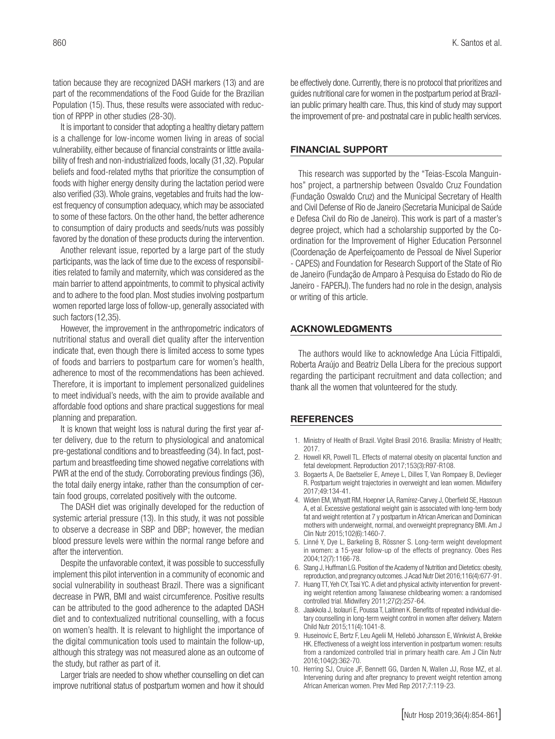tation because they are recognized DASH markers (13) and are part of the recommendations of the Food Guide for the Brazilian Population (15). Thus, these results were associated with reduction of RPPP in other studies (28-30).

It is important to consider that adopting a healthy dietary pattern is a challenge for low-income women living in areas of social vulnerability, either because of financial constraints or little availability of fresh and non-industrialized foods, locally (31,32). Popular beliefs and food-related myths that prioritize the consumption of foods with higher energy density during the lactation period were also verified (33). Whole grains, vegetables and fruits had the lowest frequency of consumption adequacy, which may be associated to some of these factors. On the other hand, the better adherence to consumption of dairy products and seeds/nuts was possibly favored by the donation of these products during the intervention.

Another relevant issue, reported by a large part of the study participants, was the lack of time due to the excess of responsibilities related to family and maternity, which was considered as the main barrier to attend appointments, to commit to physical activity and to adhere to the food plan. Most studies involving postpartum women reported large loss of follow-up, generally associated with such factors (12,35).

However, the improvement in the anthropometric indicators of nutritional status and overall diet quality after the intervention indicate that, even though there is limited access to some types of foods and barriers to postpartum care for women's health, adherence to most of the recommendations has been achieved. Therefore, it is important to implement personalized guidelines to meet individual's needs, with the aim to provide available and affordable food options and share practical suggestions for meal planning and preparation.

It is known that weight loss is natural during the first year after delivery, due to the return to physiological and anatomical pre-gestational conditions and to breastfeeding (34). In fact, postpartum and breastfeeding time showed negative correlations with PWR at the end of the study. Corroborating previous findings (36), the total daily energy intake, rather than the consumption of certain food groups, correlated positively with the outcome.

The DASH diet was originally developed for the reduction of systemic arterial pressure (13). In this study, it was not possible to observe a decrease in SBP and DBP; however, the median blood pressure levels were within the normal range before and after the intervention.

Despite the unfavorable context, it was possible to successfully implement this pilot intervention in a community of economic and social vulnerability in southeast Brazil. There was a significant decrease in PWR, BMI and waist circumference. Positive results can be attributed to the good adherence to the adapted DASH diet and to contextualized nutritional counselling, with a focus on women's health. It is relevant to highlight the importance of the digital communication tools used to maintain the follow-up, although this strategy was not measured alone as an outcome of the study, but rather as part of it.

Larger trials are needed to show whether counselling on diet can improve nutritional status of postpartum women and how it should be effectively done. Currently, there is no protocol that prioritizes and guides nutritional care for women in the postpartum period at Brazilian public primary health care. Thus, this kind of study may support the improvement of pre- and postnatal care in public health services.

## FINANCIAL SUPPORT

This research was supported by the "Teias-Escola Manguinhos" project, a partnership between Osvaldo Cruz Foundation (Fundação Oswaldo Cruz) and the Municipal Secretary of Health and Civil Defense of Rio de Janeiro (Secretaria Municipal de Saúde e Defesa Civil do Rio de Janeiro). This work is part of a master's degree project, which had a scholarship supported by the Coordination for the Improvement of Higher Education Personnel (Coordenação de Aperfeiçoamento de Pessoal de Nível Superior - CAPES) and Foundation for Research Support of the State of Rio de Janeiro (Fundação de Amparo à Pesquisa do Estado do Rio de Janeiro - FAPERJ). The funders had no role in the design, analysis or writing of this article.

## ACKNOWLEDGMENTS

The authors would like to acknowledge Ana Lúcia Fittipaldi, Roberta Araújo and Beatriz Della Líbera for the precious support regarding the participant recruitment and data collection; and thank all the women that volunteered for the study.

## REFERENCES

1. Ministry of Health of Brazil. Vigitel Brasil 2016. Brasília: Ministry of Health; 2017.
2. Howell KR, Powell TL. Effects of maternal obesity on placental function and fetal development. Reproduction 2017;153(3):R97-R108.
3. Bogaerts A, De Baetselier E, Ameye L, Dilles T, Van Rompaey B, Devlieger R. Postpartum weight trajectories in overweight and lean women. Midwifery 2017;49:134-41.
4. Widen EM, Whyatt RM, Hoepner LA, Ramírez-Carvey J, Oberfield SE, Hassoun A, et al. Excessive gestational weight gain is associated with long-term body fat and weight retention at 7 y postpartum in African American and Dominican mothers with underweight, normal, and overweight prepregnancy BMI. Am J Clin Nutr 2015;102(6):1460-7.
5. Linné Y, Dye L, Barkeling B, Rössner S. Long-term weight development in women: a 15-year follow-up of the effects of pregnancy. Obes Res 2004;12(7):1166-78.
6. Stang J, Huffman LG. Position of the Academy of Nutrition and Dietetics: obesity, reproduction, and pregnancy outcomes. J Acad Nutr Diet 2016;116(4):677-91.
7. Huang TT, Yeh CY, Tsai YC. A diet and physical activity intervention for preventing weight retention among Taiwanese childbearing women: a randomised controlled trial. Midwifery 2011;27(2):257-64.
8. Jaakkola J, Isolauri E, Poussa T, Laitinen K. Benefits of repeated individual dietary counselling in long-term weight control in women after delivery. Matern Child Nutr 2015;11(4):1041-8.
9. Huseinovic E, Bertz F, Leu Agelii M, Hellebö Johansson E, Winkvist A, Brekke HK. Effectiveness of a weight loss intervention in postpartum women: results from a randomized controlled trial in primary health care. Am J Clin Nutr 2016;104(2):362-70.
10. Herring SJ, Cruice JF, Bennett GG, Darden N, Wallen JJ, Rose MZ, et al. Intervening during and after pregnancy to prevent weight retention among African American women. Prev Med Rep 2017;7:119-23.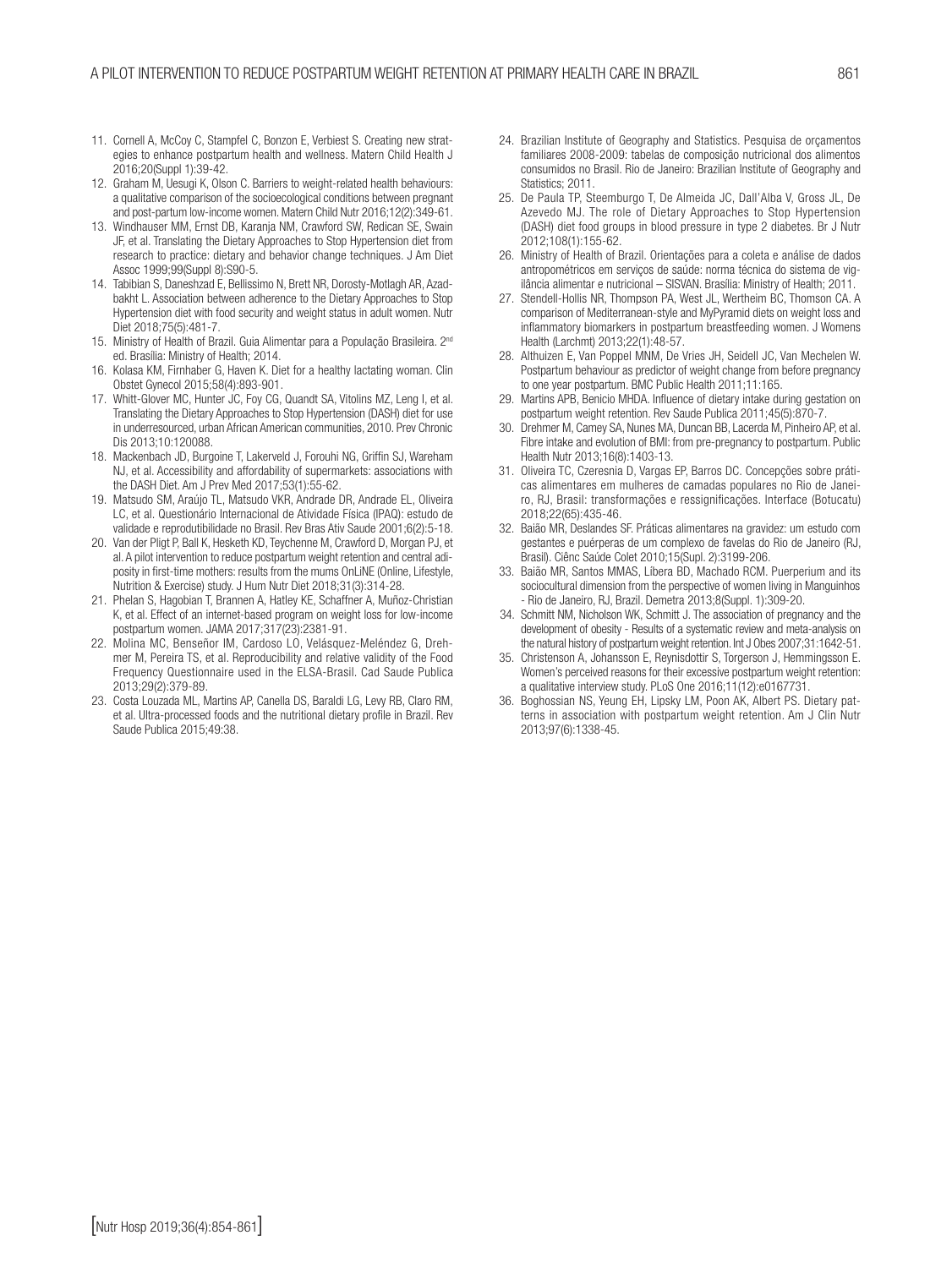11. Cornell A, McCoy C, Stampfel C, Bonzon E, Verbiest S. Creating new strategies to enhance postpartum health and wellness. Matern Child Health J 2016;20(Suppl 1):39-42.
12. Graham M, Uesugi K, Olson C. Barriers to weight-related health behaviours: a qualitative comparison of the socioecological conditions between pregnant and post-partum low-income women. Matern Child Nutr 2016;12(2):349-61.
13. Windhauser MM, Ernst DB, Karanja NM, Crawford SW, Redican SE, Swain JF, et al. Translating the Dietary Approaches to Stop Hypertension diet from research to practice: dietary and behavior change techniques. J Am Diet Assoc 1999;99(Suppl 8):S90-5.
14. Tabibian S, Daneshzad E, Bellissimo N, Brett NR, Dorosty-Motlagh AR, Azadbakht L. Association between adherence to the Dietary Approaches to Stop Hypertension diet with food security and weight status in adult women. Nutr Diet 2018;75(5):481-7.
15. Ministry of Health of Brazil. Guia Alimentar para a População Brasileira. 2nd ed. Brasília: Ministry of Health; 2014.
16. Kolasa KM, Firnhaber G, Haven K. Diet for a healthy lactating woman. Clin Obstet Gynecol 2015;58(4):893-901.
17. Whitt-Glover MC, Hunter JC, Foy CG, Quandt SA, Vitolins MZ, Leng I, et al. Translating the Dietary Approaches to Stop Hypertension (DASH) diet for use in underresourced, urban African American communities, 2010. Prev Chronic Dis 2013;10:120088.
18. Mackenbach JD, Burgoine T, Lakerveld J, Forouhi NG, Griffin SJ, Wareham NJ, et al. Accessibility and affordability of supermarkets: associations with the DASH Diet. Am J Prev Med 2017;53(1):55-62.
19. Matsudo SM, Araújo TL, Matsudo VKR, Andrade DR, Andrade EL, Oliveira LC, et al. Questionário Internacional de Atividade Física (IPAQ): estudo de validade e reprodutibilidade no Brasil. Rev Bras Ativ Saude 2001;6(2):5-18.
20. Van der Pligt P, Ball K, Hesketh KD, Teychenne M, Crawford D, Morgan PJ, et al. A pilot intervention to reduce postpartum weight retention and central adiposity in first-time mothers: results from the mums OnLiNE (Online, Lifestyle, Nutrition & Exercise) study. J Hum Nutr Diet 2018;31(3):314-28.
21. Phelan S, Hagobian T, Brannen A, Hatley KE, Schaffner A, Muñoz-Christian K, et al. Effect of an internet-based program on weight loss for low-income postpartum women. JAMA 2017;317(23):2381-91.
22. Molina MC, Benseñor IM, Cardoso LO, Velásquez-Meléndez G, Drehmer M, Pereira TS, et al. Reproducibility and relative validity of the Food Frequency Questionnaire used in the ELSA-Brasil. Cad Saude Publica 2013;29(2):379-89.
23. Costa Louzada ML, Martins AP, Canella DS, Baraldi LG, Levy RB, Claro RM, et al. Ultra-processed foods and the nutritional dietary profile in Brazil. Rev Saude Publica 2015;49:38.
24. Brazilian Institute of Geography and Statistics. Pesquisa de orçamentos familiares 2008-2009: tabelas de composição nutricional dos alimentos consumidos no Brasil. Rio de Janeiro: Brazilian Institute of Geography and Statistics; 2011.
25. De Paula TP, Steemburgo T, De Almeida JC, Dall'Alba V, Gross JL, De Azevedo MJ. The role of Dietary Approaches to Stop Hypertension (DASH) diet food groups in blood pressure in type 2 diabetes. Br J Nutr 2012;108(1):155-62.
26. Ministry of Health of Brazil. Orientações para a coleta e análise de dados antropométricos em serviços de saúde: norma técnica do sistema de vigilância alimentar e nutricional – SISVAN. Brasília: Ministry of Health; 2011.
27. Stendell-Hollis NR, Thompson PA, West JL, Wertheim BC, Thomson CA. A comparison of Mediterranean-style and MyPyramid diets on weight loss and inflammatory biomarkers in postpartum breastfeeding women. J Womens Health (Larchmt) 2013;22(1):48-57.
28. Althuizen E, Van Poppel MNM, De Vries JH, Seidell JC, Van Mechelen W. Postpartum behaviour as predictor of weight change from before pregnancy to one year postpartum. BMC Public Health 2011;11:165.
29. Martins APB, Benicio MHDA. Influence of dietary intake during gestation on postpartum weight retention. Rev Saude Publica 2011;45(5):870-7.
30. Drehmer M, Camey SA, Nunes MA, Duncan BB, Lacerda M, Pinheiro AP, et al. Fibre intake and evolution of BMI: from pre-pregnancy to postpartum. Public Health Nutr 2013;16(8):1403-13.
31. Oliveira TC, Czeresnia D, Vargas EP, Barros DC. Concepções sobre práticas alimentares em mulheres de camadas populares no Rio de Janeiro, RJ, Brasil: transformações e ressignificações. Interface (Botucatu) 2018;22(65):435-46.
32. Baião MR, Deslandes SF. Práticas alimentares na gravidez: um estudo com gestantes e puérperas de um complexo de favelas do Rio de Janeiro (RJ, Brasil). Ciênc Saúde Colet 2010;15(Supl. 2):3199-206.
33. Baião MR, Santos MMAS, Líbera BD, Machado RCM. Puerperium and its sociocultural dimension from the perspective of women living in Manguinhos - Rio de Janeiro, RJ, Brazil. Demetra 2013;8(Suppl. 1):309-20.
34. Schmitt NM, Nicholson WK, Schmitt J. The association of pregnancy and the development of obesity - Results of a systematic review and meta-analysis on the natural history of postpartum weight retention. Int J Obes 2007;31:1642-51.
35. Christenson A, Johansson E, Reynisdottir S, Torgerson J, Hemmingsson E. Women's perceived reasons for their excessive postpartum weight retention: a qualitative interview study. PLoS One 2016;11(12):e0167731.
36. Boghossian NS, Yeung EH, Lipsky LM, Poon AK, Albert PS. Dietary patterns in association with postpartum weight retention. Am J Clin Nutr 2013;97(6):1338-45.